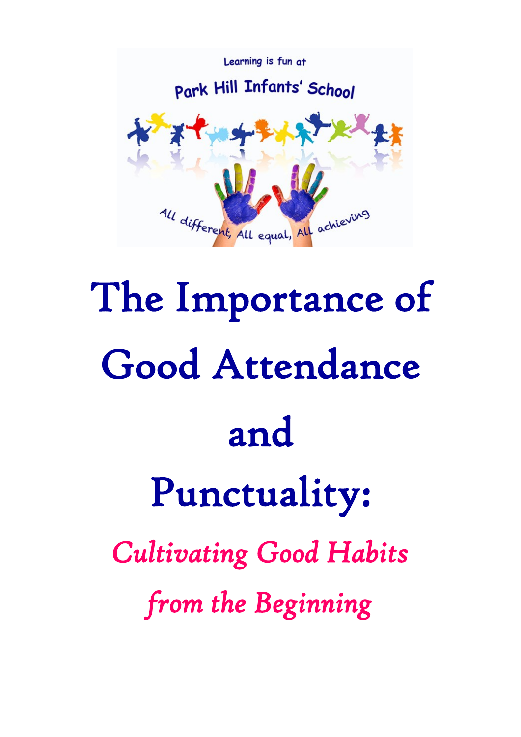Learning is fun at

Park Hill Infants' School

All different, All equal, All achieving

# The Importance of Good Attendance and Punctuality:

*Cultivating Good Habits from the Beginning*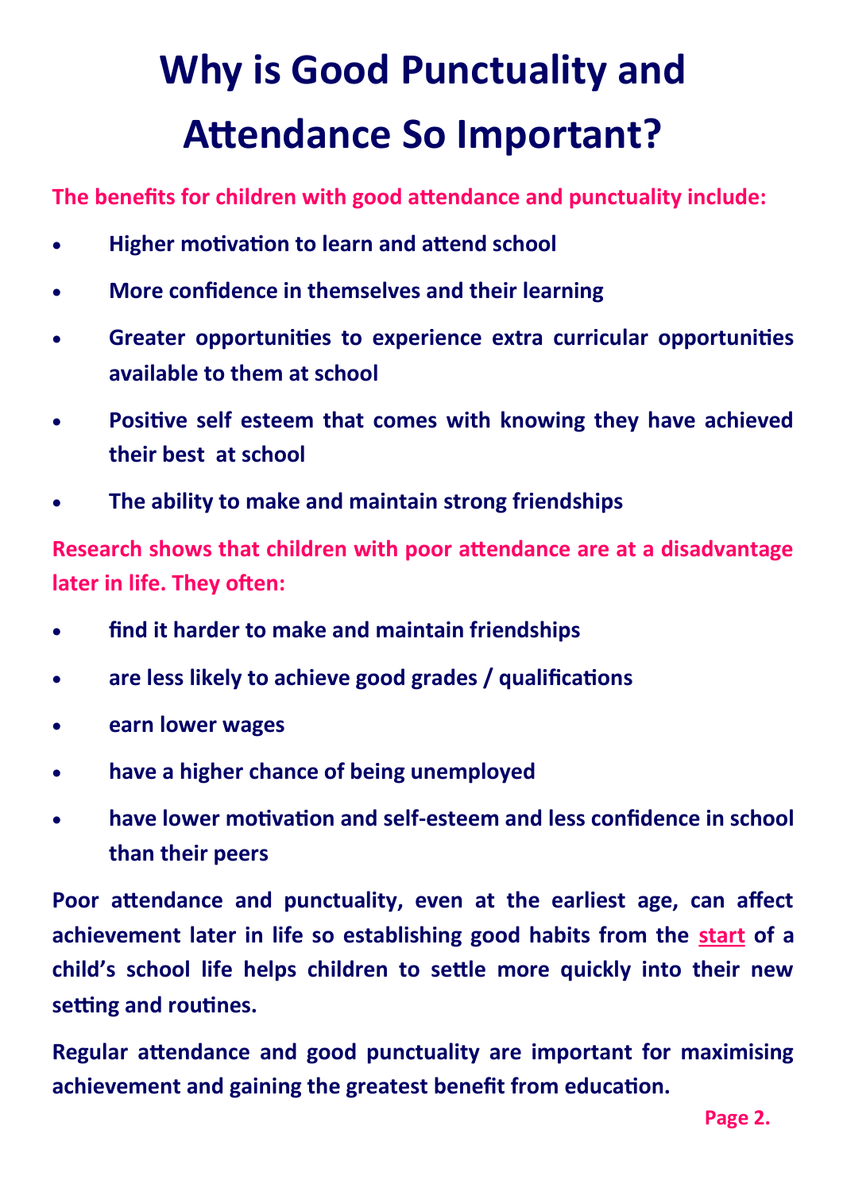# Why is Good Punctuality and Attendance So Important?

**The benefits for children with good attendance and punctuality include:**

- **Higher motivation to learn and attend school**
- **More confidence in themselves and their learning**
- **Greater opportunities to experience extra curricular opportunities available to them at school**
- **Positive self esteem that comes with knowing they have achieved their best at school**
- **The ability to make and maintain strong friendships**

**Research shows that children with poor attendance are at a disadvantage later in life. They often:**

- **find it harder to make and maintain friendships**
- **are less likely to achieve good grades / qualifications**
- **earn lower wages**
- **have a higher chance of being unemployed**
- **have lower motivation and self-esteem and less confidence in school than their peers**

**Poor attendance and punctuality, even at the earliest age, can affect achievement later in life so establishing good habits from the start of a child's school life helps children to settle more quickly into their new setting and routines.**

**Regular attendance and good punctuality are important for maximising achievement and gaining the greatest benefit from education.**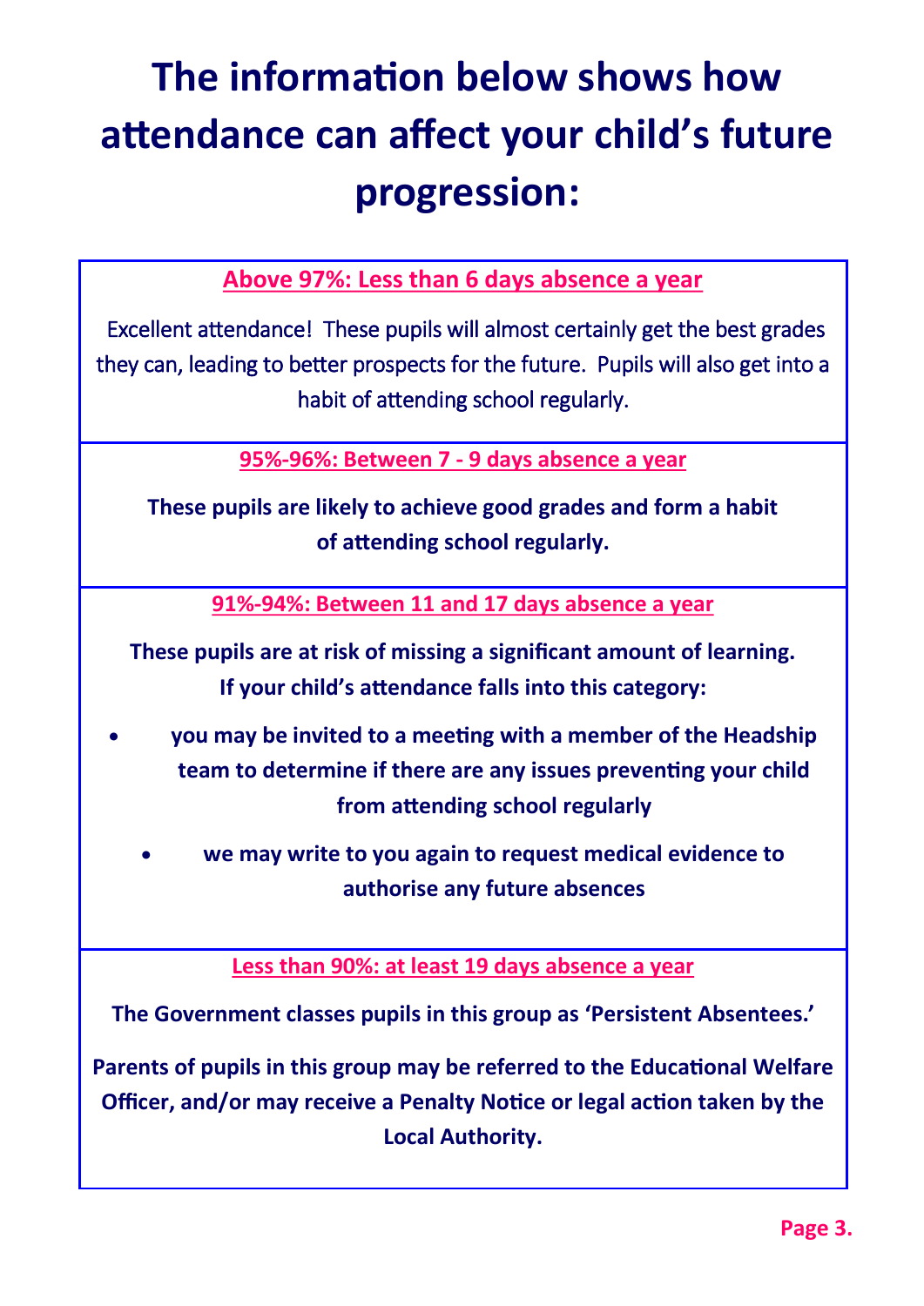# The information below shows how attendance can affect your child's future progression:

**Above 97%: Less than 6 days absence a year**

Excellent attendance! These pupils will almost certainly get the best grades they can, leading to better prospects for the future. Pupils will also get into a habit of attending school regularly.

**95%-96%: Between 7 - 9 days absence a year**

**These pupils are likely to achieve good grades and form a habit of attending school regularly.**

**91%-94%: Between 11 and 17 days absence a year**

**These pupils are at risk of missing a significant amount of learning. If your child's attendance falls into this category:**

- **you may be invited to a meeting with a member of the Headship team to determine if there are any issues preventing your child from attending school regularly**
- **we may write to you again to request medical evidence to authorise any future absences**

**Less than 90%: at least 19 days absence a year**

**The Government classes pupils in this group as 'Persistent Absentees.'**

**Parents of pupils in this group may be referred to the Educational Welfare Officer, and/or may receive a Penalty Notice or legal action taken by the Local Authority.**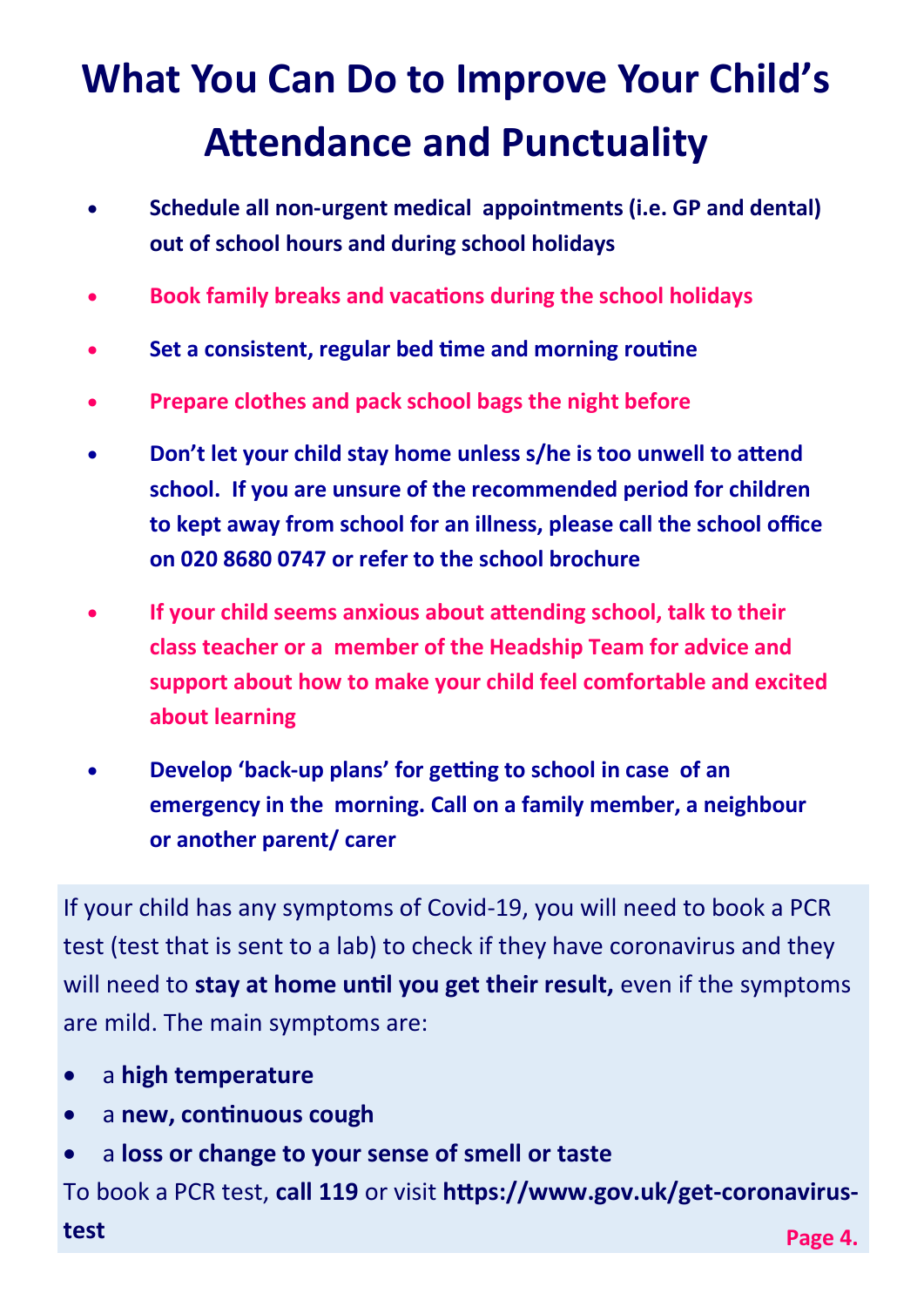# What You Can Do to Improve Your Child's Attendance and Punctuality

- **Schedule all non-urgent medical appointments (i.e. GP and dental) out of school hours and during school holidays**
- **Book family breaks and vacations during the school holidays**
- **Set a consistent, regular bed time and morning routine**
- **Prepare clothes and pack school bags the night before**
- **Don't let your child stay home unless s/he is too unwell to attend school. If you are unsure of the recommended period for children to kept away from school for an illness, please call the school office on 020 8680 0747 or refer to the school brochure**
- **If your child seems anxious about attending school, talk to their class teacher or a member of the Headship Team for advice and support about how to make your child feel comfortable and excited about learning**
- **Develop 'back-up plans' for getting to school in case of an emergency in the morning. Call on a family member, a neighbour or another parent/ carer**

If your child has any symptoms of Covid-19, you will need to book a PCR test (test that is sent to a lab) to check if they have coronavirus and they will need to **stay at home until you get their result,** even if the symptoms are mild. The main symptoms are:

- a **high temperature**
- a **new, continuous cough**
- a **loss or change to your sense of smell or taste**

To book a PCR test, **call 119** or visit **https://www.gov.uk/get-coronavirus-test**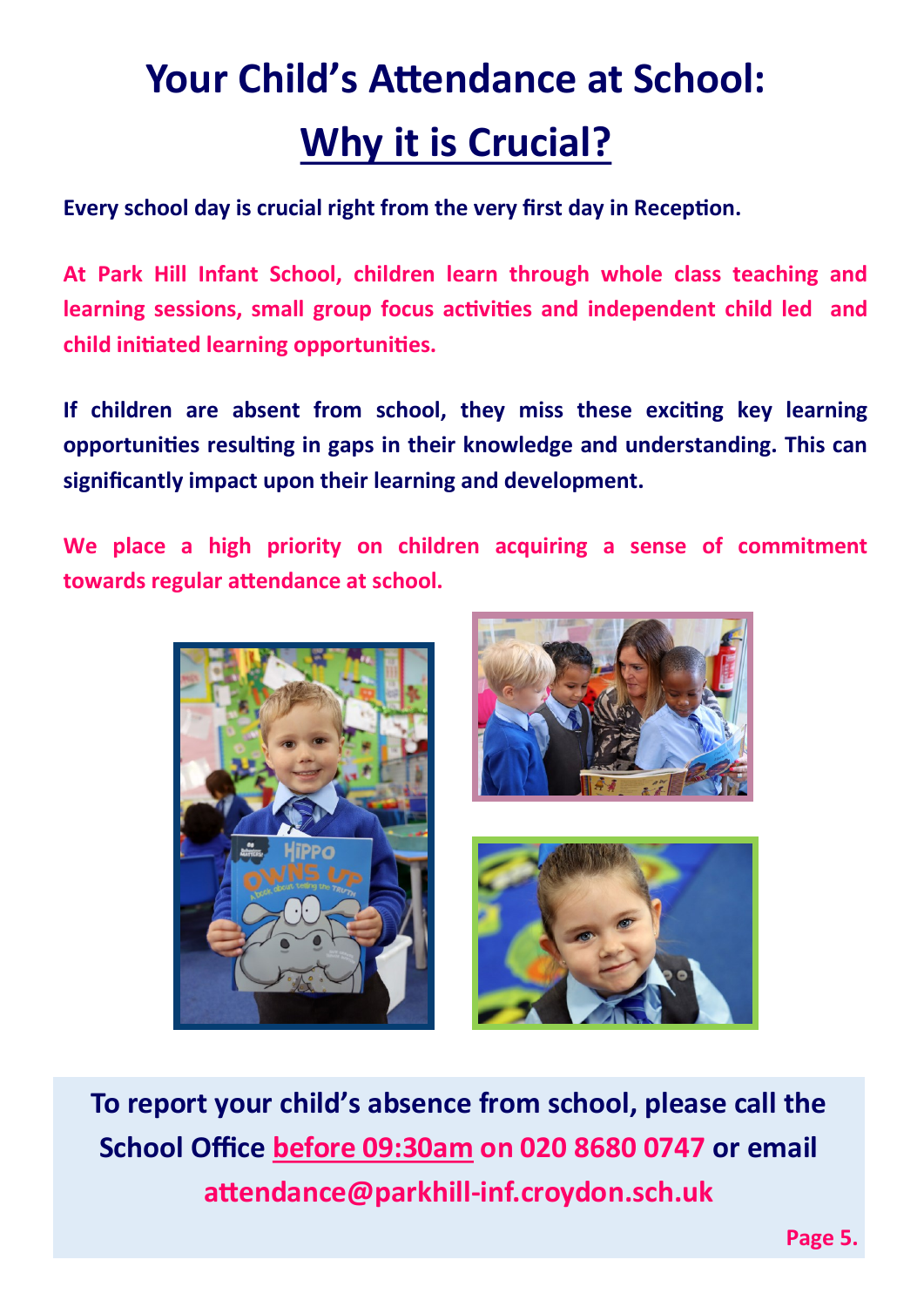# Your Child's Attendance at School: Why it is Crucial?

**Every school day is crucial right from the very first day in Reception.**

**At Park Hill Infant School, children learn through whole class teaching and learning sessions, small group focus activities and independent child led and child initiated learning opportunities.**

**If children are absent from school, they miss these exciting key learning opportunities resulting in gaps in their knowledge and understanding. This can significantly impact upon their learning and development.**

**We place a high priority on children acquiring a sense of commitment towards regular attendance at school.**

**To report your child's absence from school, please call the School Office before 09:30am on 020 8680 0747 or email attendance@parkhill-inf.croydon.sch.uk**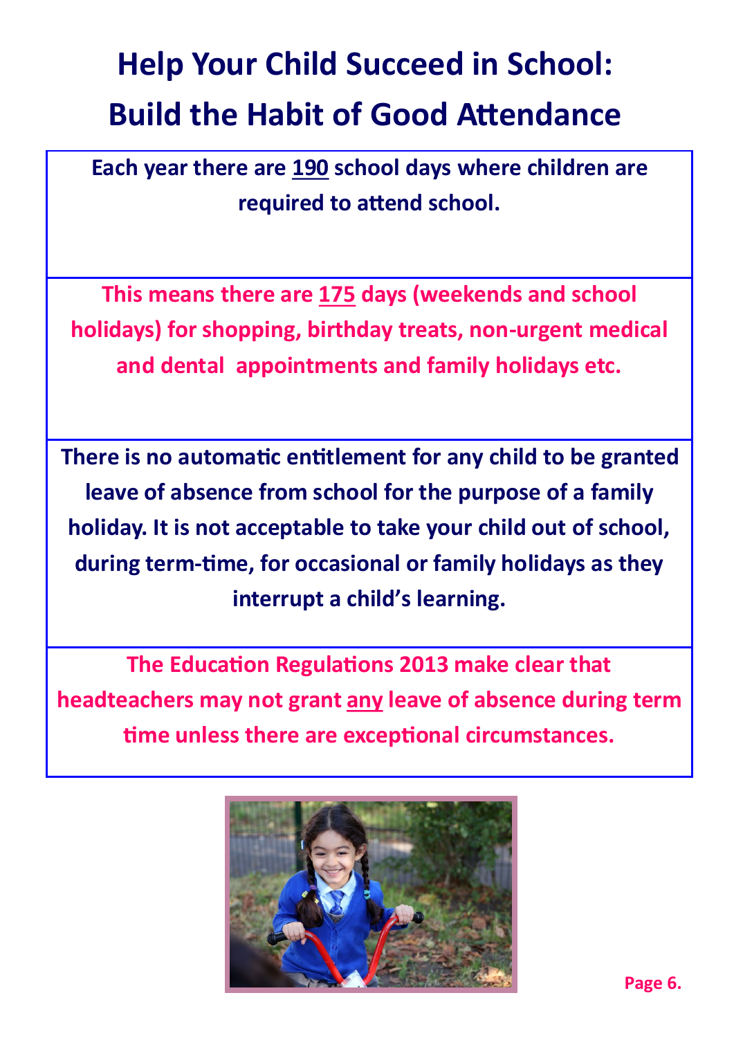# Help Your Child Succeed in School: Build the Habit of Good Attendance

**Each year there are <u>190</u> school days where children are required to attend school.**

**This means there are <u>175</u> days (weekends and school holidays) for shopping, birthday treats, non-urgent medical and dental appointments and family holidays etc.**

**There is no automatic entitlement for any child to be granted leave of absence from school for the purpose of a family holiday. It is not acceptable to take your child out of school, during term-time, for occasional or family holidays as they interrupt a child's learning.**

**The Education Regulations 2013 make clear that headteachers may not grant <u>any</u> leave of absence during term time unless there are exceptional circumstances.**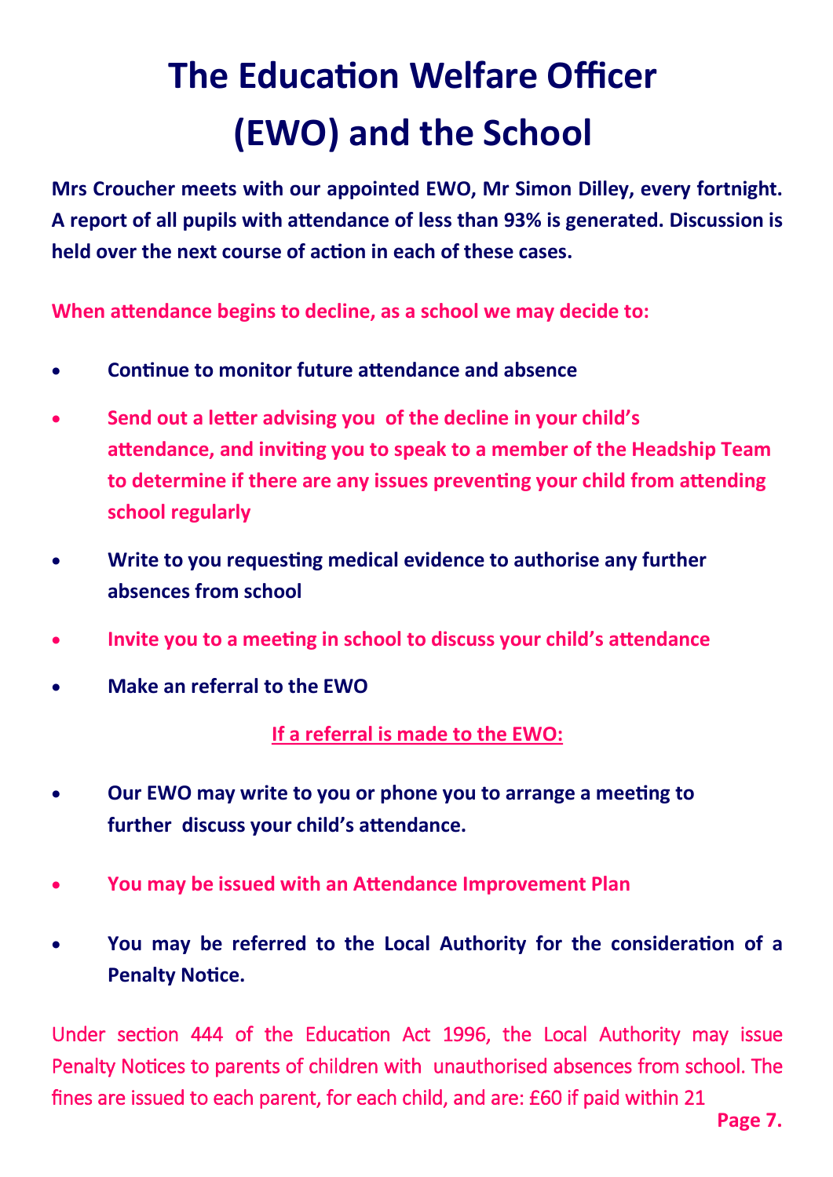# The Education Welfare Officer (EWO) and the School

**Mrs Croucher meets with our appointed EWO, Mr Simon Dilley, every fortnight. A report of all pupils with attendance of less than 93% is generated. Discussion is held over the next course of action in each of these cases.**

**When attendance begins to decline, as a school we may decide to:**

- **Continue to monitor future attendance and absence**
- **Send out a letter advising you of the decline in your child's attendance, and inviting you to speak to a member of the Headship Team to determine if there are any issues preventing your child from attending school regularly**
- **Write to you requesting medical evidence to authorise any further absences from school**
- **Invite you to a meeting in school to discuss your child's attendance**
- **Make an referral to the EWO**

**<u>If a referral is made to the EWO:</u>**

- **Our EWO may write to you or phone you to arrange a meeting to further discuss your child's attendance.**
- **You may be issued with an Attendance Improvement Plan**
- **You may be referred to the Local Authority for the consideration of a Penalty Notice.**

Under section 444 of the Education Act 1996, the Local Authority may issue Penalty Notices to parents of children with unauthorised absences from school. The fines are issued to each parent, for each child, and are: £60 if paid within 21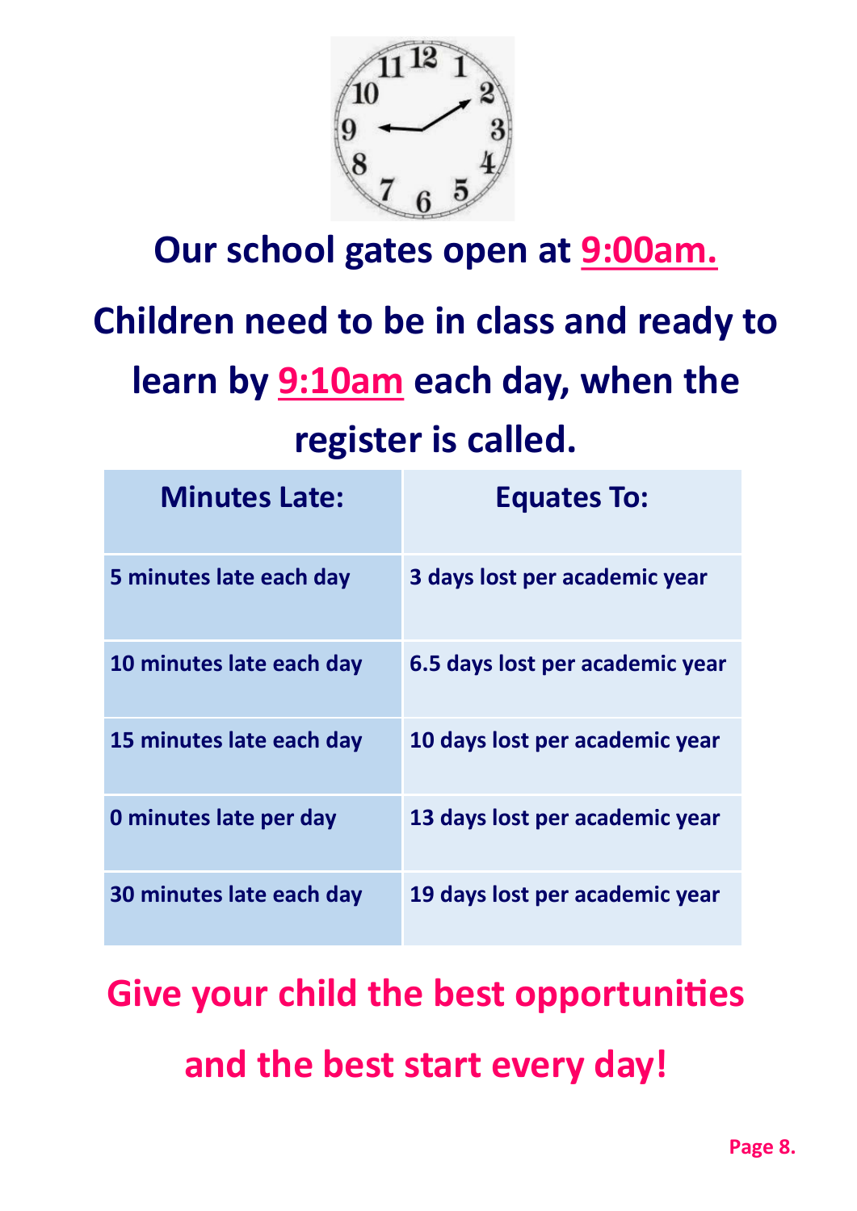## Our school gates open at 9:00am.

## Children need to be in class and ready to learn by 9:10am each day, when the register is called.

| Minutes Late: | Equates To: |
|---|---|
| 5 minutes late each day | 3 days lost per academic year |
| 10 minutes late each day | 6.5 days lost per academic year |
| 15 minutes late each day | 10 days lost per academic year |
| 0 minutes late per day | 13 days lost per academic year |
| 30 minutes late each day | 19 days lost per academic year |

## Give your child the best opportunities and the best start every day!